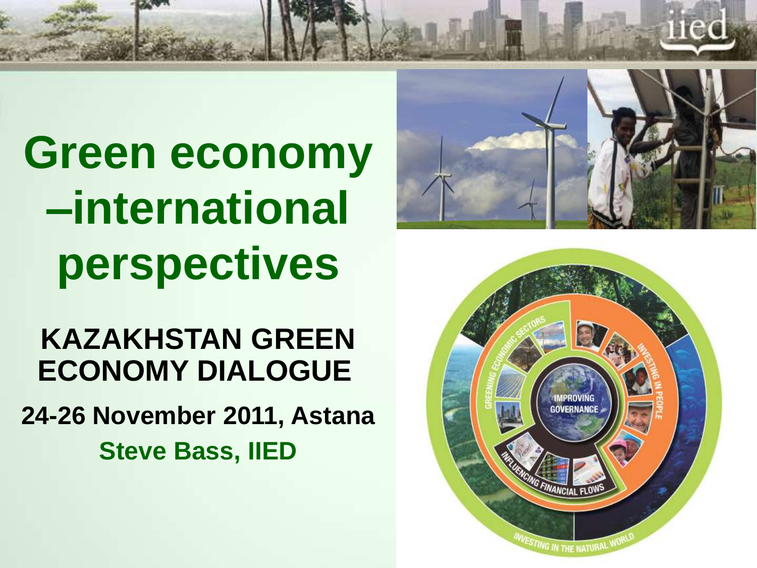# Green economy –international perspectives

## KAZAKHSTAN GREEN ECONOMY DIALOGUE

**24-26 November 2011, Astana**

**Steve Bass, IIED**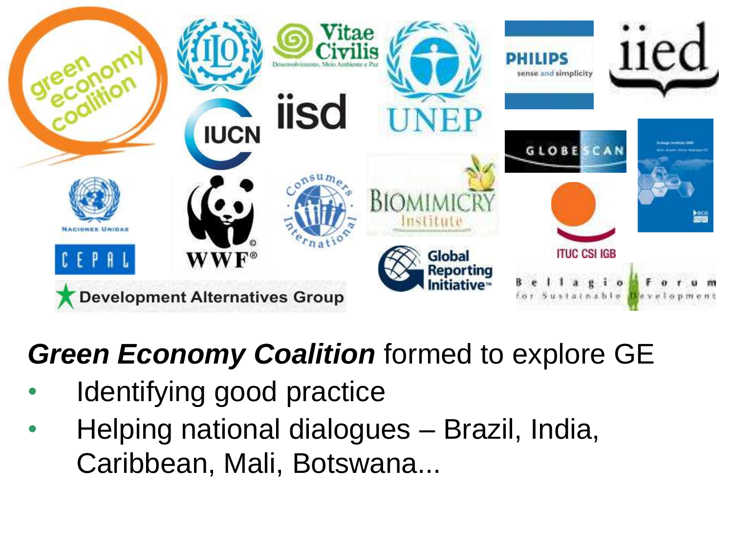***Green Economy Coalition*** formed to explore GE

- Identifying good practice
- Helping national dialogues – Brazil, India, Caribbean, Mali, Botswana...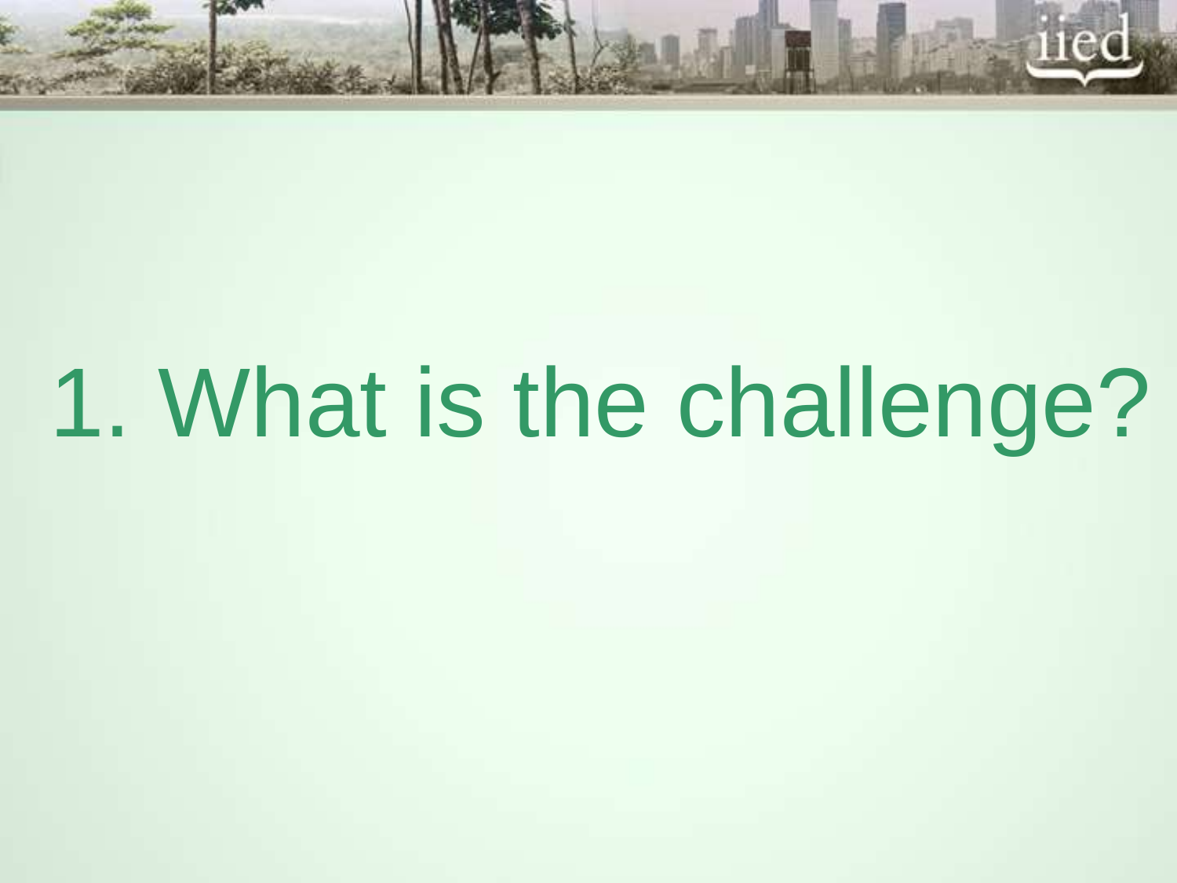# 1. What is the challenge?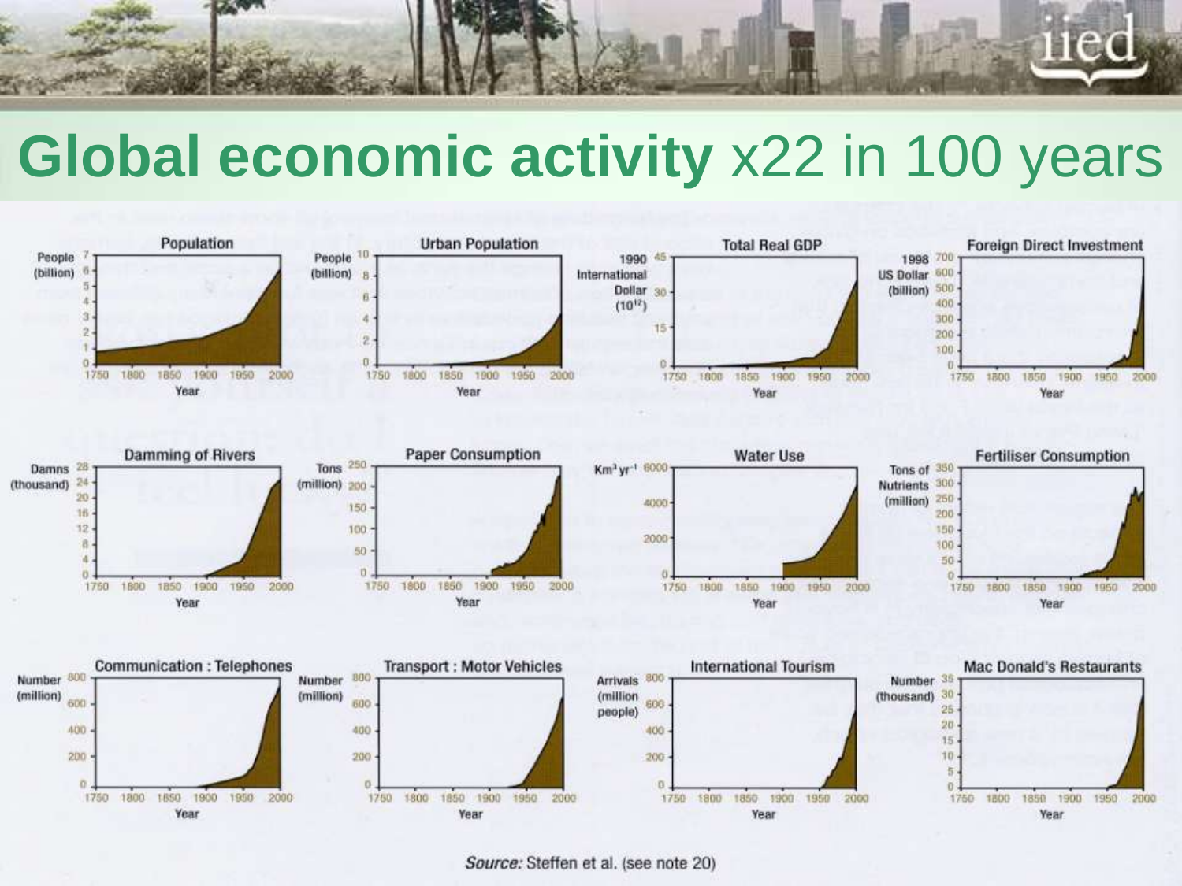# **Global economic activity** x22 in 100 years

Population

Urban Population

Total Real GDP

Foreign Direct Investment

Damming of Rivers

Paper Consumption

Water Use

Fertiliser Consumption

Communication : Telephones

Transport : Motor Vehicles

International Tourism

Mac Donald's Restaurants

*Source:* Steffen et al. (see note 20)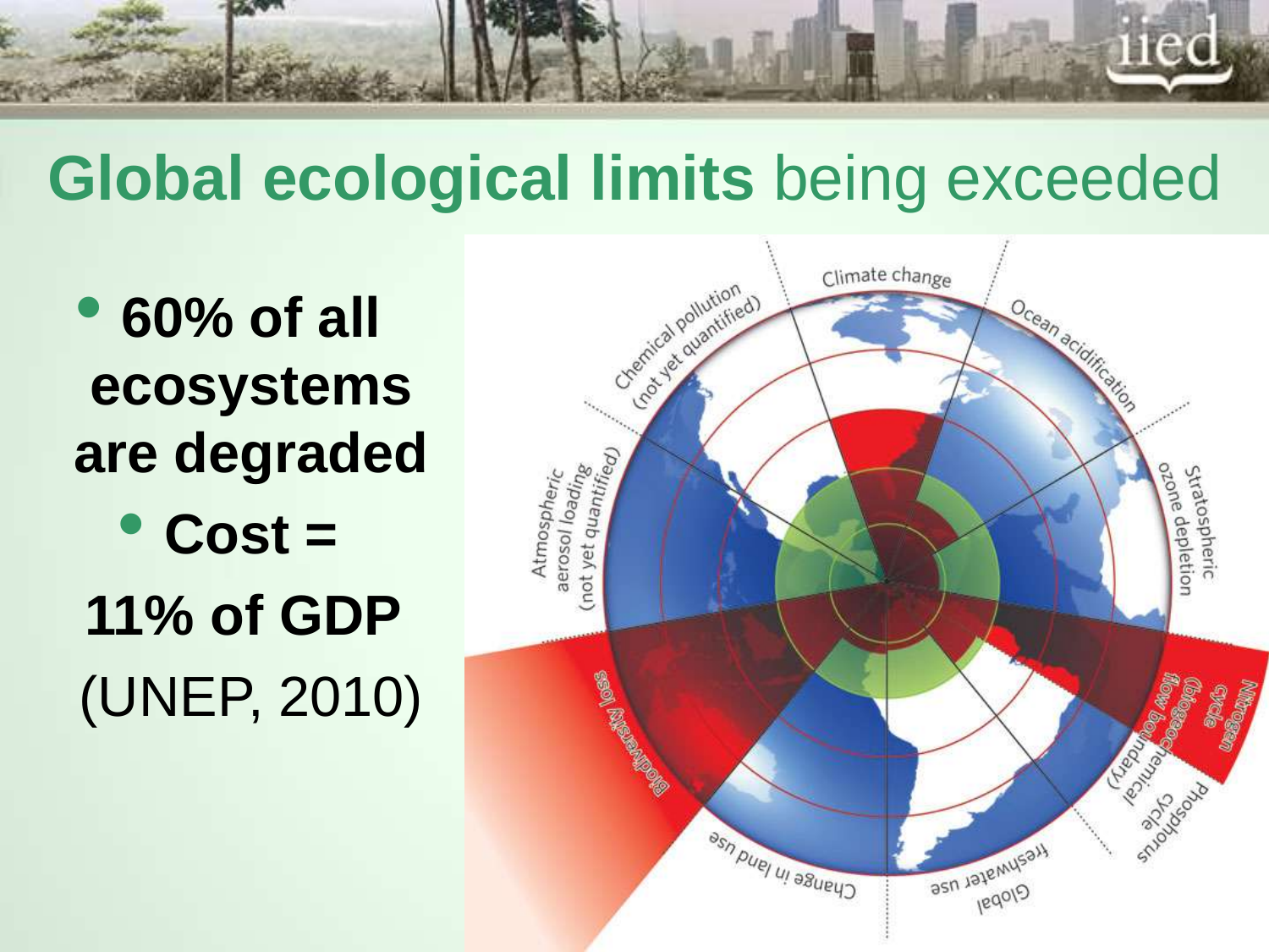# **Global ecological limits** being exceeded

- **60% of all ecosystems are degraded**
- **Cost = 11% of GDP** (UNEP, 2010)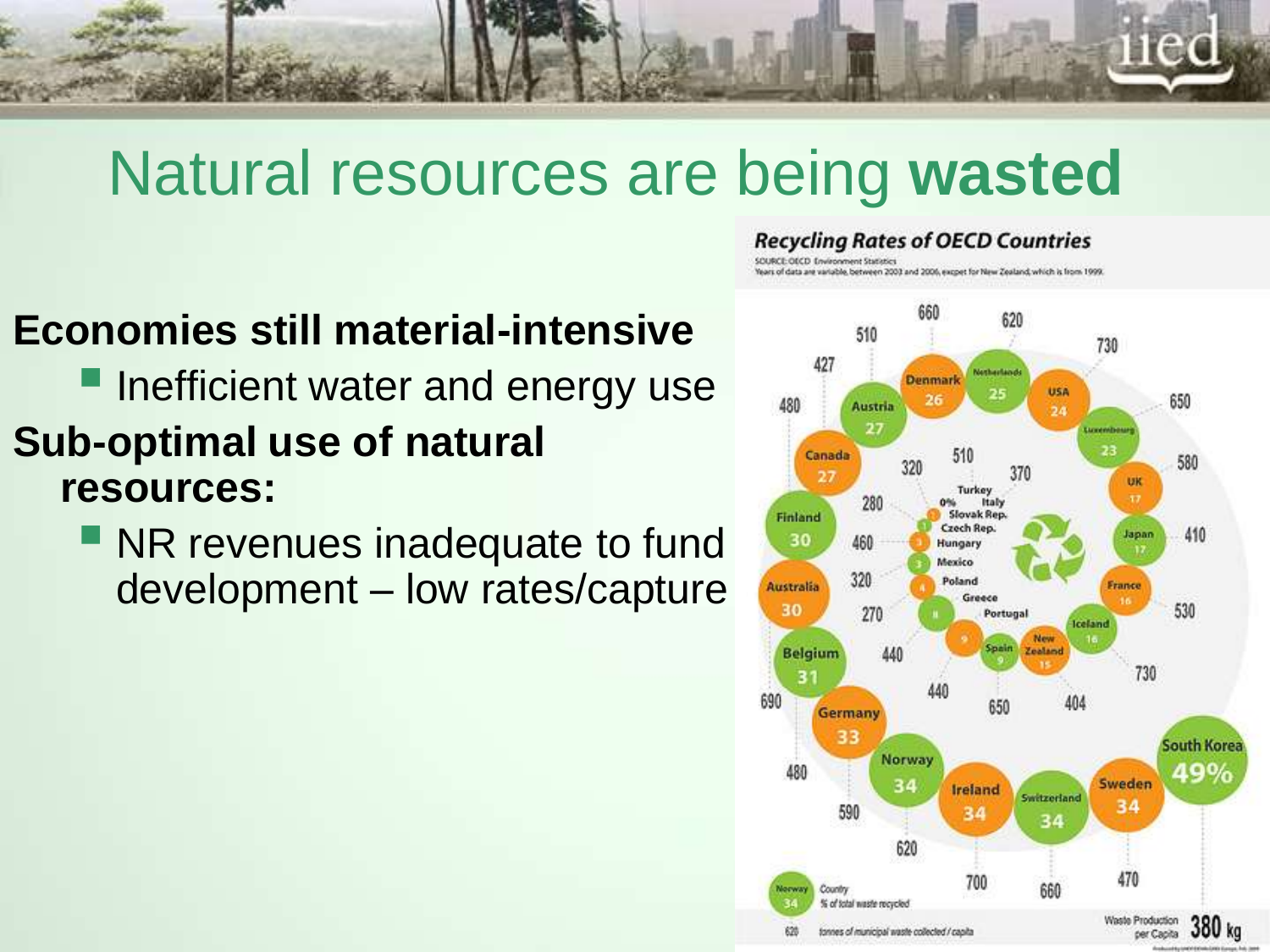# Natural resources are being **wasted**

**Economies still material-intensive**

- Inefficient water and energy use

**Sub-optimal use of natural resources:**

- NR revenues inadequate to fund development – low rates/capture

**Recycling Rates of OECD Countries**

SOURCE: OECD Environment Statistics
Years of data are variable, between 2003 and 2006, except for New Zealand, which is from 1999.

| Country | % of total waste recycled | Municipal waste collected / capita |
|---|---|---|
| South Korea | 49% | 380 kg |
| Sweden | 34 | 470 |
| Switzerland | 34 | 660 |
| Ireland | 34 | 700 |
| Norway | 34 | 620 |
| Germany | 33 | 590 |
| Belgium | 31 | 480 |
| Australia | 30 | 690 |
| Finland | 30 | 480 |
| Canada | 27 | 480 |
| Austria | 27 | 427 |
| Denmark | 26 | 660 |
| Netherlands | 25 | 620 |
| USA | 24 | 730 |
| Luxembourg | 23 | 650 |
| UK | 17 | 580 |
| Japan | 17 | 410 |
| France | 16 | 530 |
| Iceland | 16 | 730 |
| New Zealand | 15 | 404 |
| Spain | 9 | 650 |
| Portugal | 9 | 440 |
| Greece | 8 | 440 |
| Poland | 4 | 270 |
| Mexico | 3 | 320 |
| Hungary | 3 | 460 |
| Czech Rep. | 1 | 280 |
| Slovak Rep. | 1 | 320 |
| Italy | | 510 |
| Turkey | 0% | 370 |

Waste Production per Capita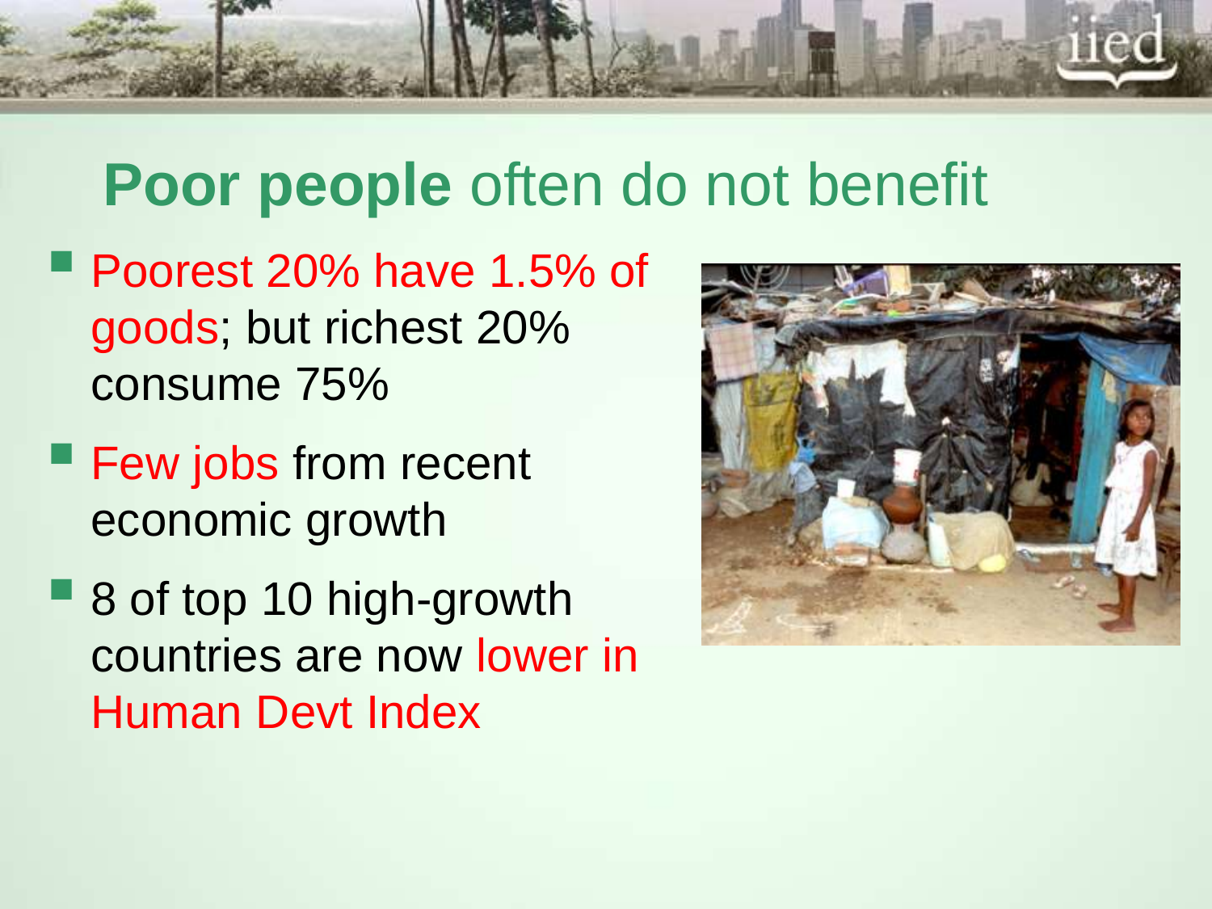# **Poor people** often do not benefit

- Poorest 20% have 1.5% of goods; but richest 20% consume 75%
- Few jobs from recent economic growth
- 8 of top 10 high-growth countries are now lower in Human Devt Index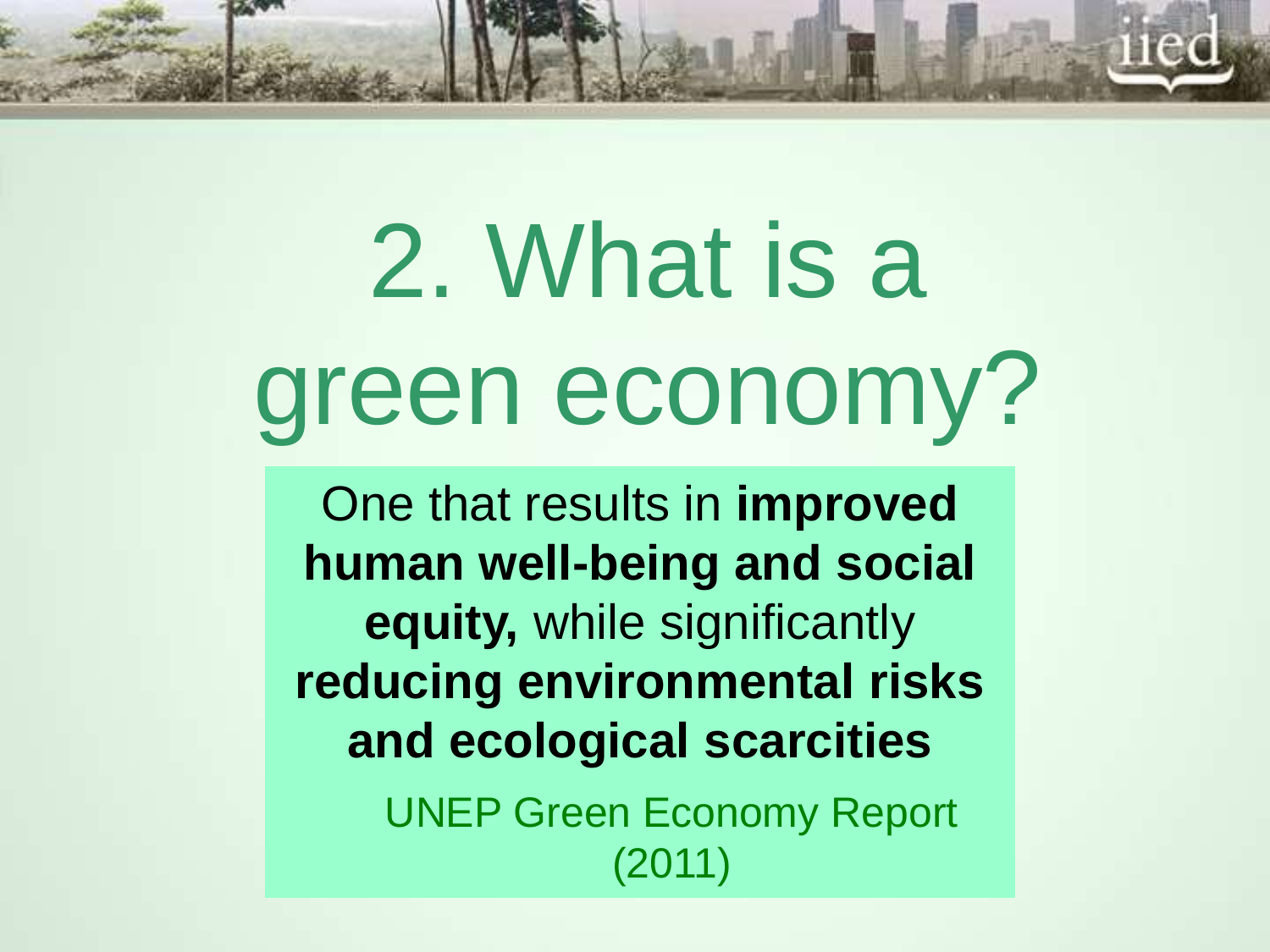# 2. What is a green economy?

One that results in **improved human well-being and social equity,** while significantly **reducing environmental risks and ecological scarcities**

UNEP Green Economy Report (2011)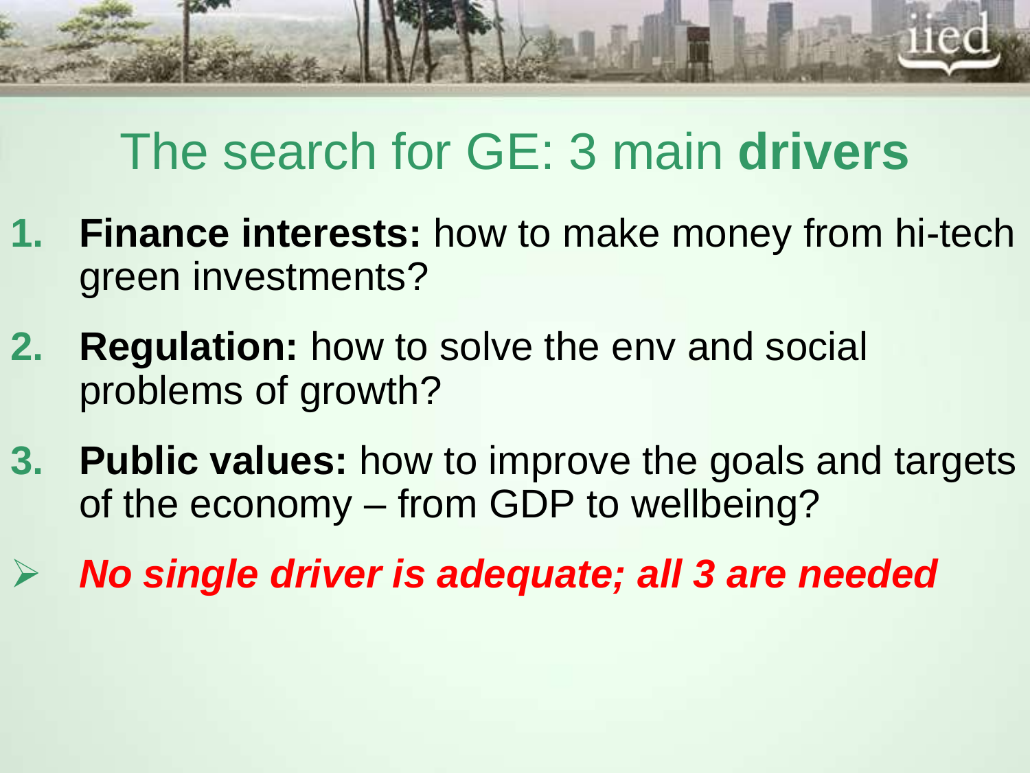# The search for GE: 3 main **drivers**

1. **Finance interests:** how to make money from hi-tech green investments?
2. **Regulation:** how to solve the env and social problems of growth?
3. **Public values:** how to improve the goals and targets of the economy – from GDP to wellbeing?

- ***No single driver is adequate; all 3 are needed***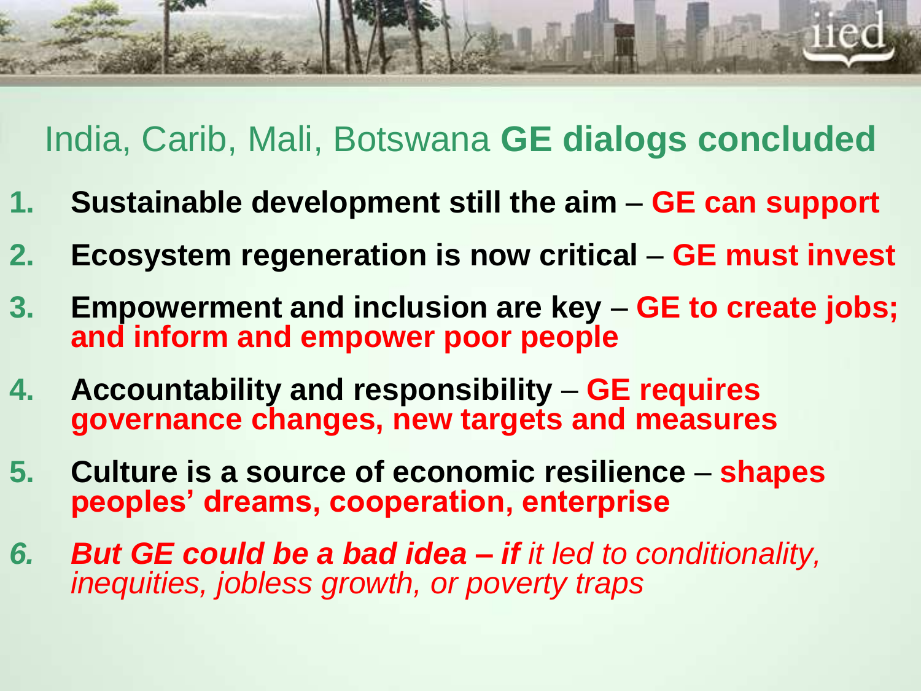## India, Carib, Mali, Botswana **GE dialogs concluded**

1. **Sustainable development still the aim** – **GE can support**
2. **Ecosystem regeneration is now critical** – **GE must invest**
3. **Empowerment and inclusion are key** – **GE to create jobs; and inform and empower poor people**
4. **Accountability and responsibility** – **GE requires governance changes, new targets and measures**
5. **Culture is a source of economic resilience** – **shapes peoples' dreams, cooperation, enterprise**
6. ***But GE could be a bad idea – if*** *it led to conditionality, inequities, jobless growth, or poverty traps*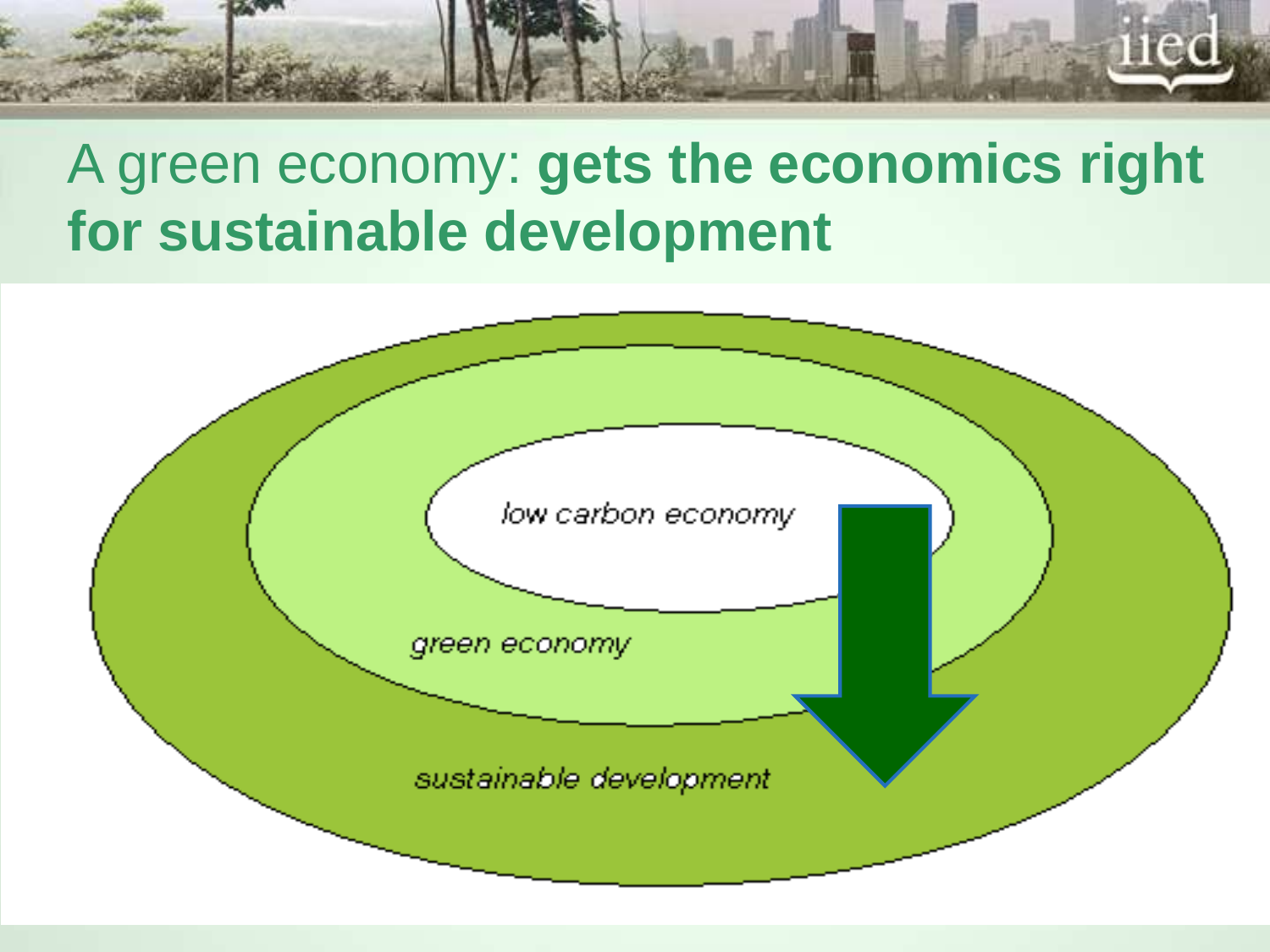# A green economy: **gets the economics right for sustainable development**

*low carbon economy*

*green economy*

*sustainable development*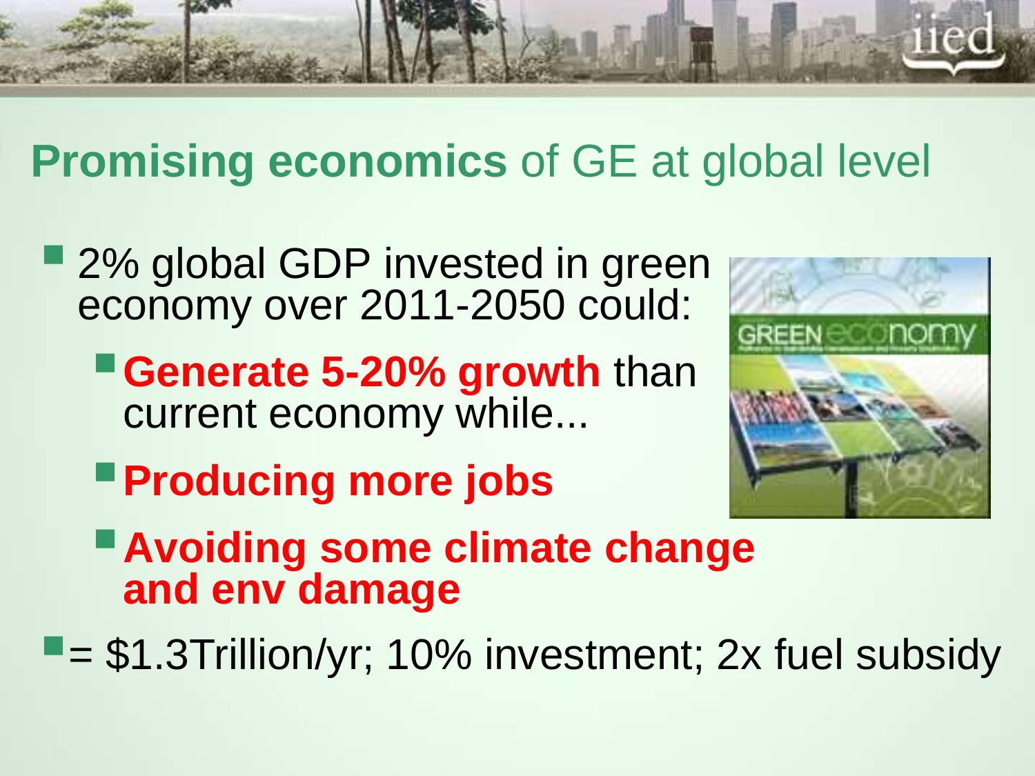## **Promising economics** of GE at global level

- 2% global GDP invested in green economy over 2011-2050 could:
  - **Generate 5-20% growth** than current economy while...
  - **Producing more jobs**
  - **Avoiding some climate change and env damage**
- = $1.3Trillion/yr; 10% investment; 2x fuel subsidy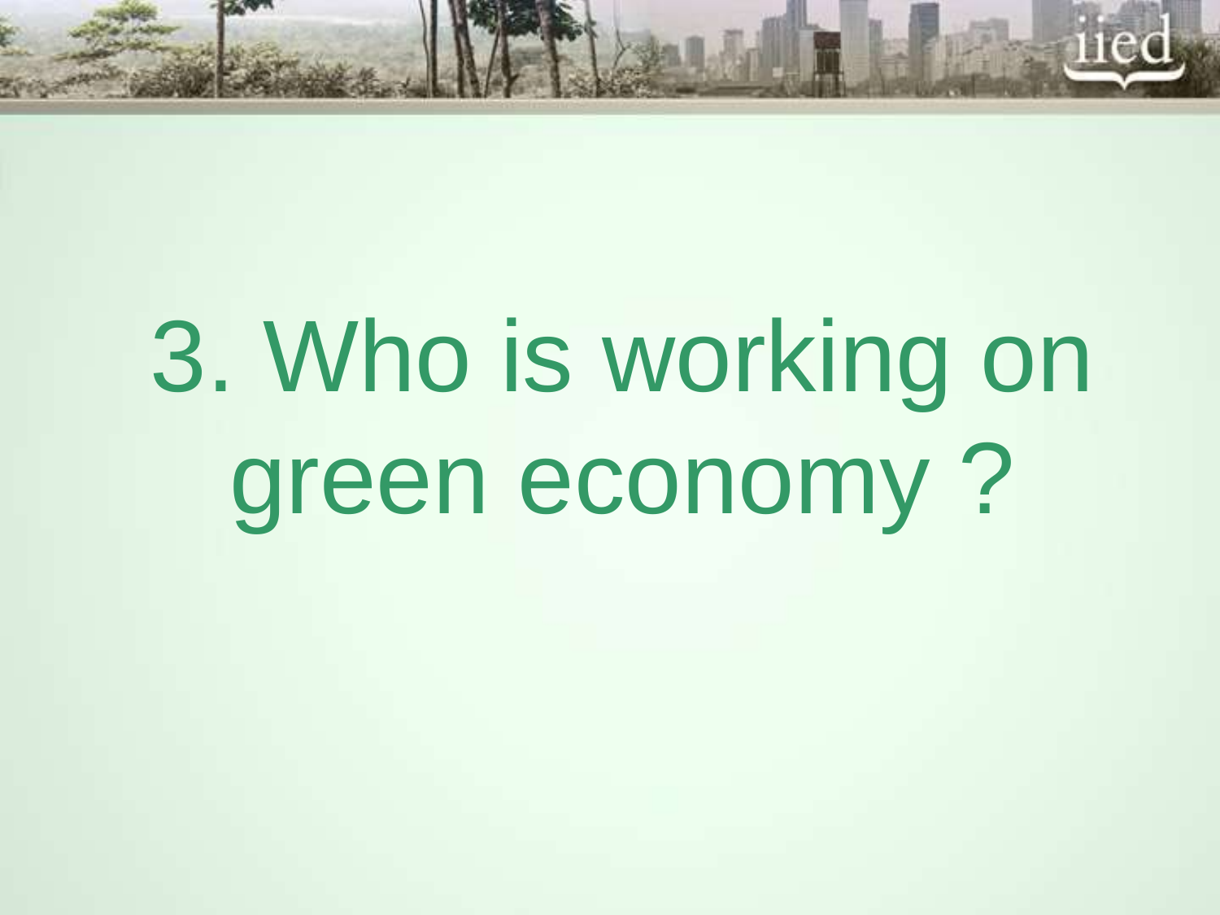# 3. Who is working on green economy ?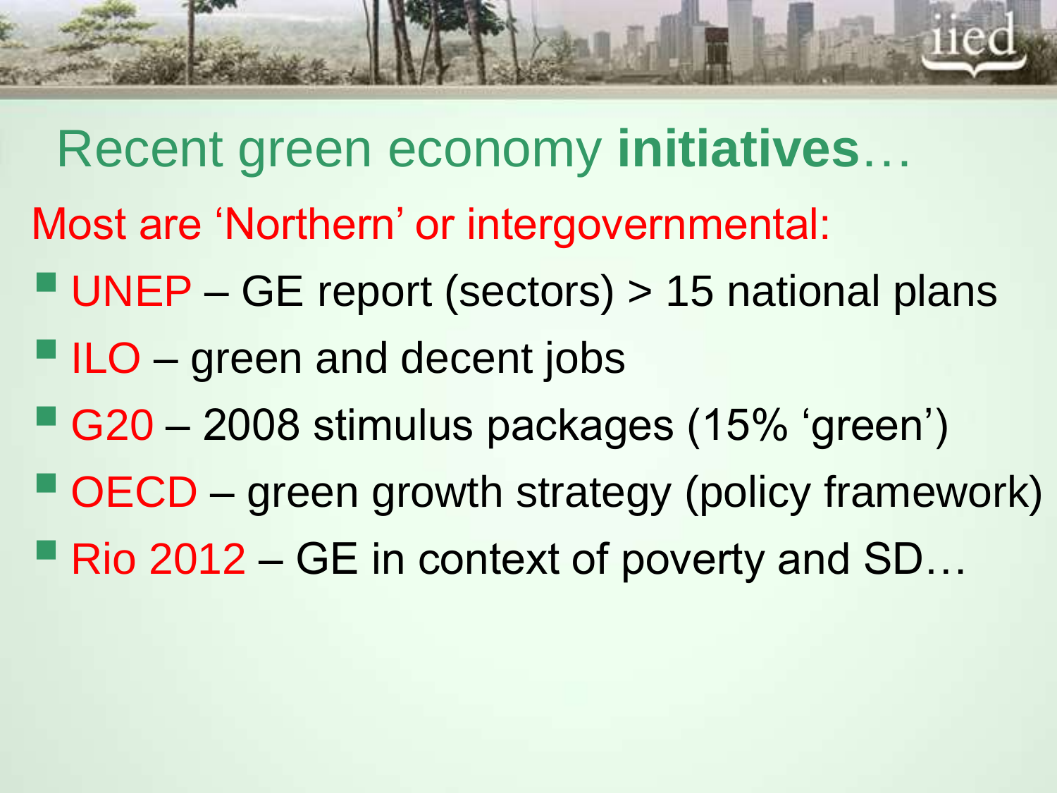# Recent green economy **initiatives**…

Most are 'Northern' or intergovernmental:

- UNEP – GE report (sectors) > 15 national plans
- ILO – green and decent jobs
- G20 – 2008 stimulus packages (15% 'green')
- OECD – green growth strategy (policy framework)
- Rio 2012 – GE in context of poverty and SD…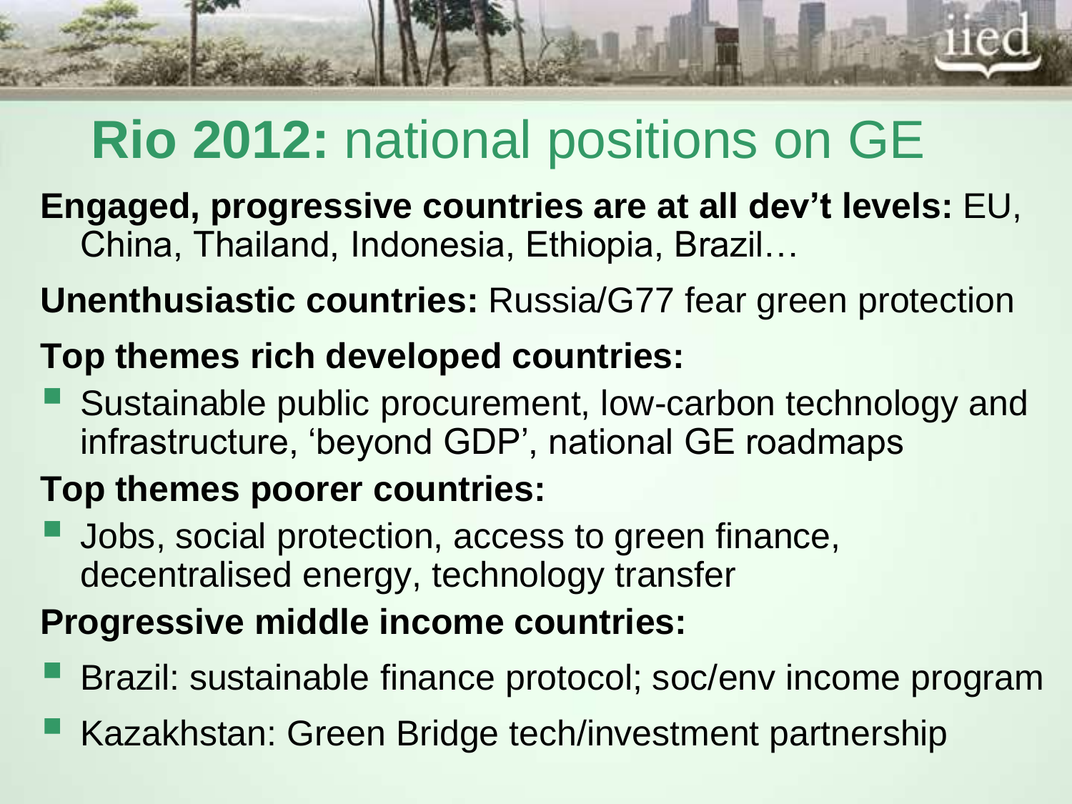# **Rio 2012:** national positions on GE

**Engaged, progressive countries are at all dev't levels:** EU, China, Thailand, Indonesia, Ethiopia, Brazil…

**Unenthusiastic countries:** Russia/G77 fear green protection

**Top themes rich developed countries:**

- Sustainable public procurement, low-carbon technology and infrastructure, 'beyond GDP', national GE roadmaps

**Top themes poorer countries:**

- Jobs, social protection, access to green finance, decentralised energy, technology transfer

**Progressive middle income countries:**

- Brazil: sustainable finance protocol; soc/env income program
- Kazakhstan: Green Bridge tech/investment partnership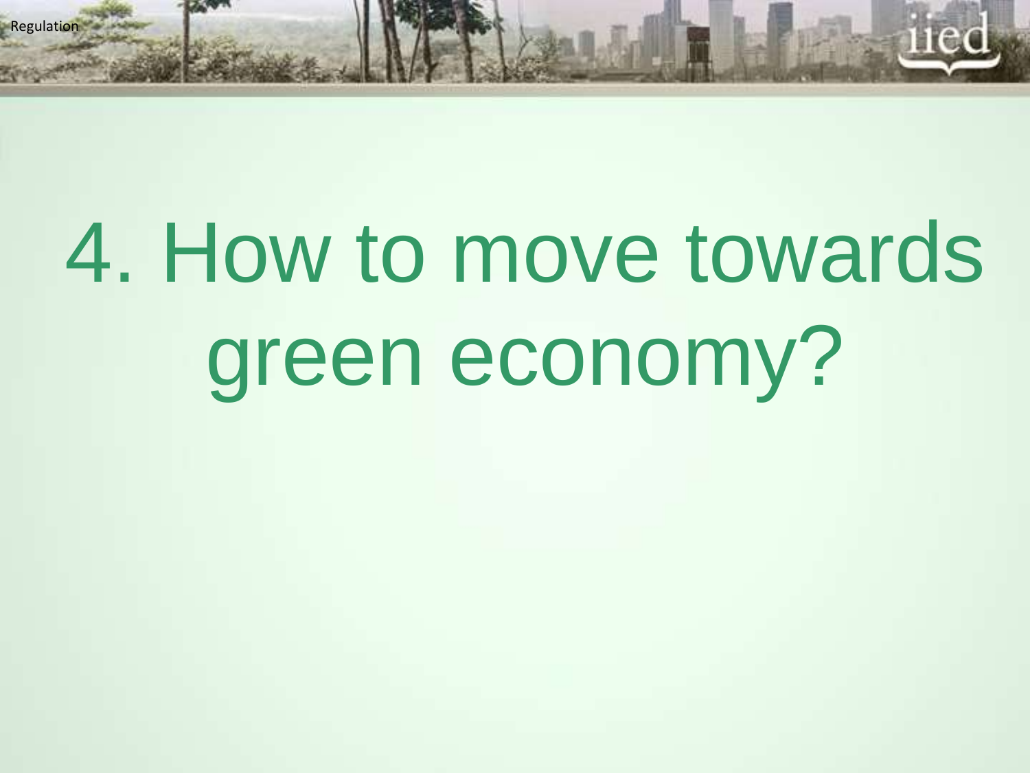# 4. How to move towards green economy?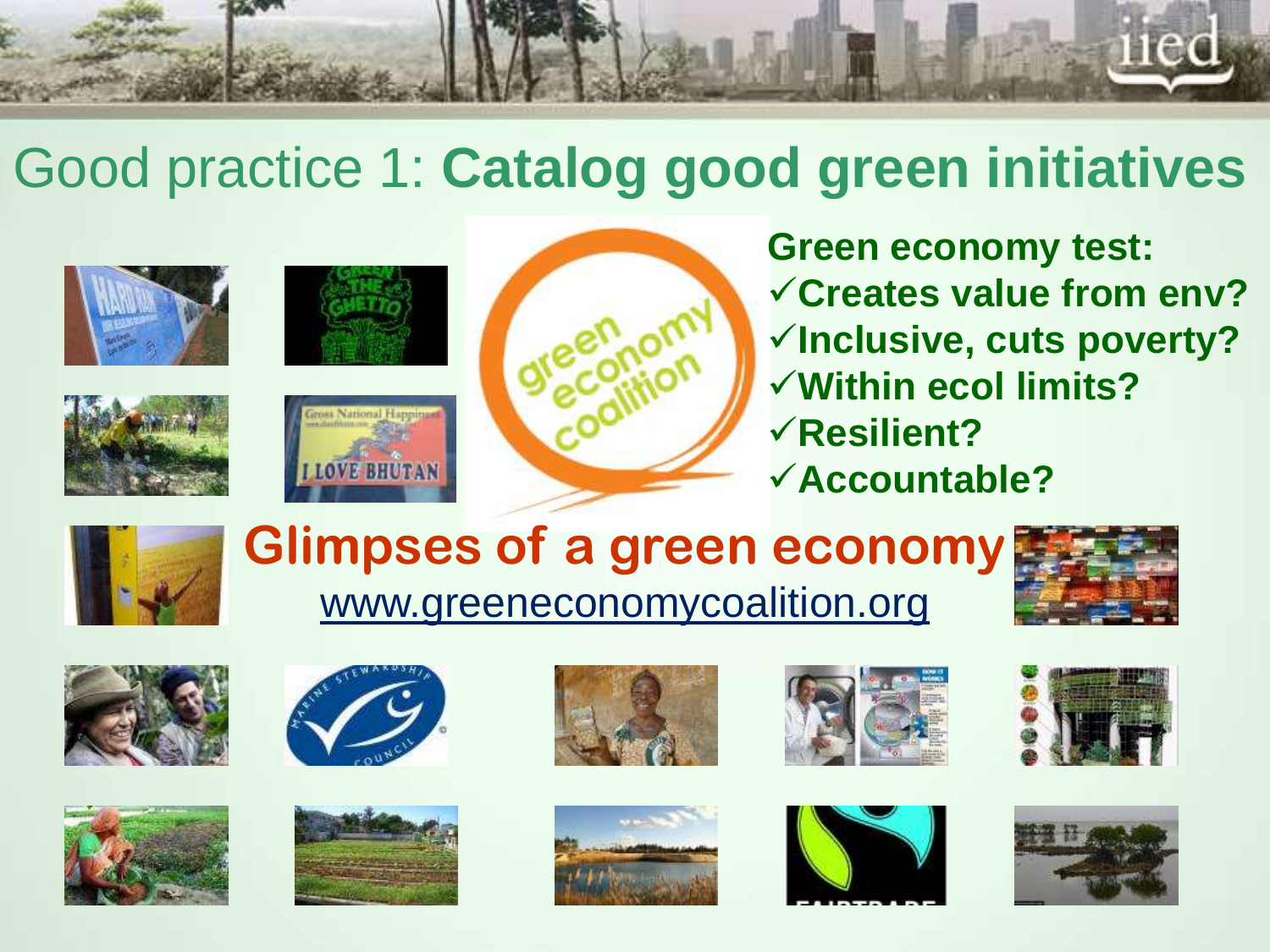# Good practice 1: **Catalog good green initiatives**

**Green economy test:**

- ✓ **Creates value from env?**
- ✓ **Inclusive, cuts poverty?**
- ✓ **Within ecol limits?**
- ✓ **Resilient?**
- ✓ **Accountable?**

## Glimpses of a green economy

www.greeneconomycoalition.org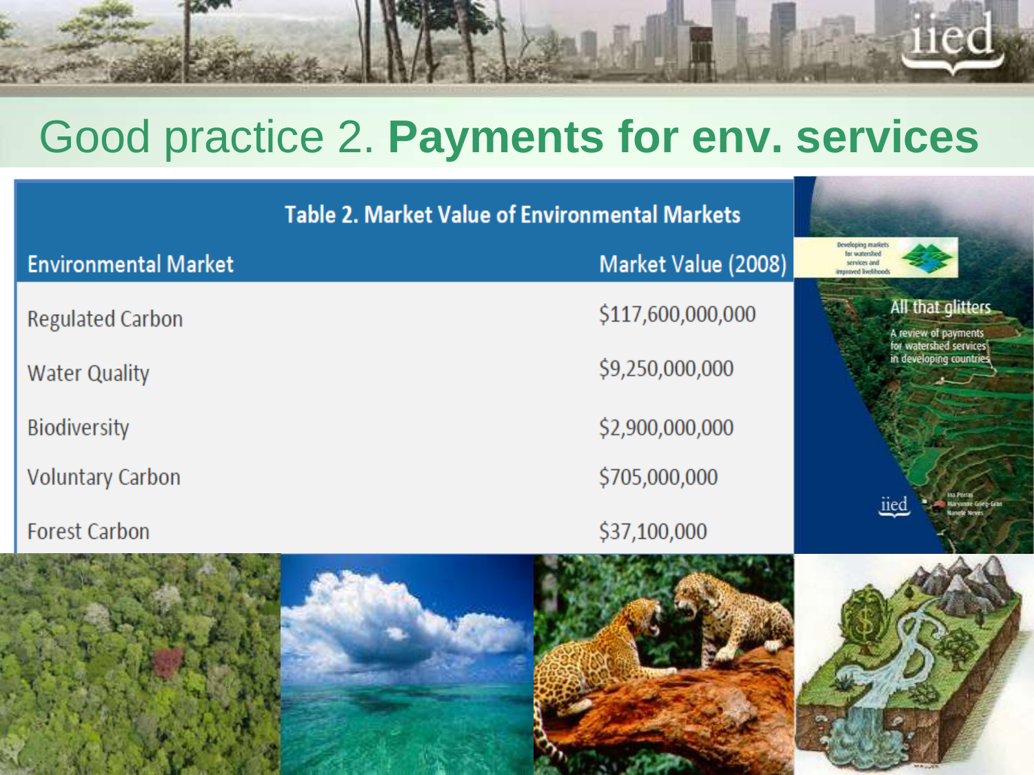# Good practice 2. **Payments for env. services**

**Table 2. Market Value of Environmental Markets**

| Environmental Market | Market Value (2008) |
|---|---|
| Regulated Carbon | $117,600,000,000 |
| Water Quality | $9,250,000,000 |
| Biodiversity | $2,900,000,000 |
| Voluntary Carbon | $705,000,000 |
| Forest Carbon | $37,100,000 |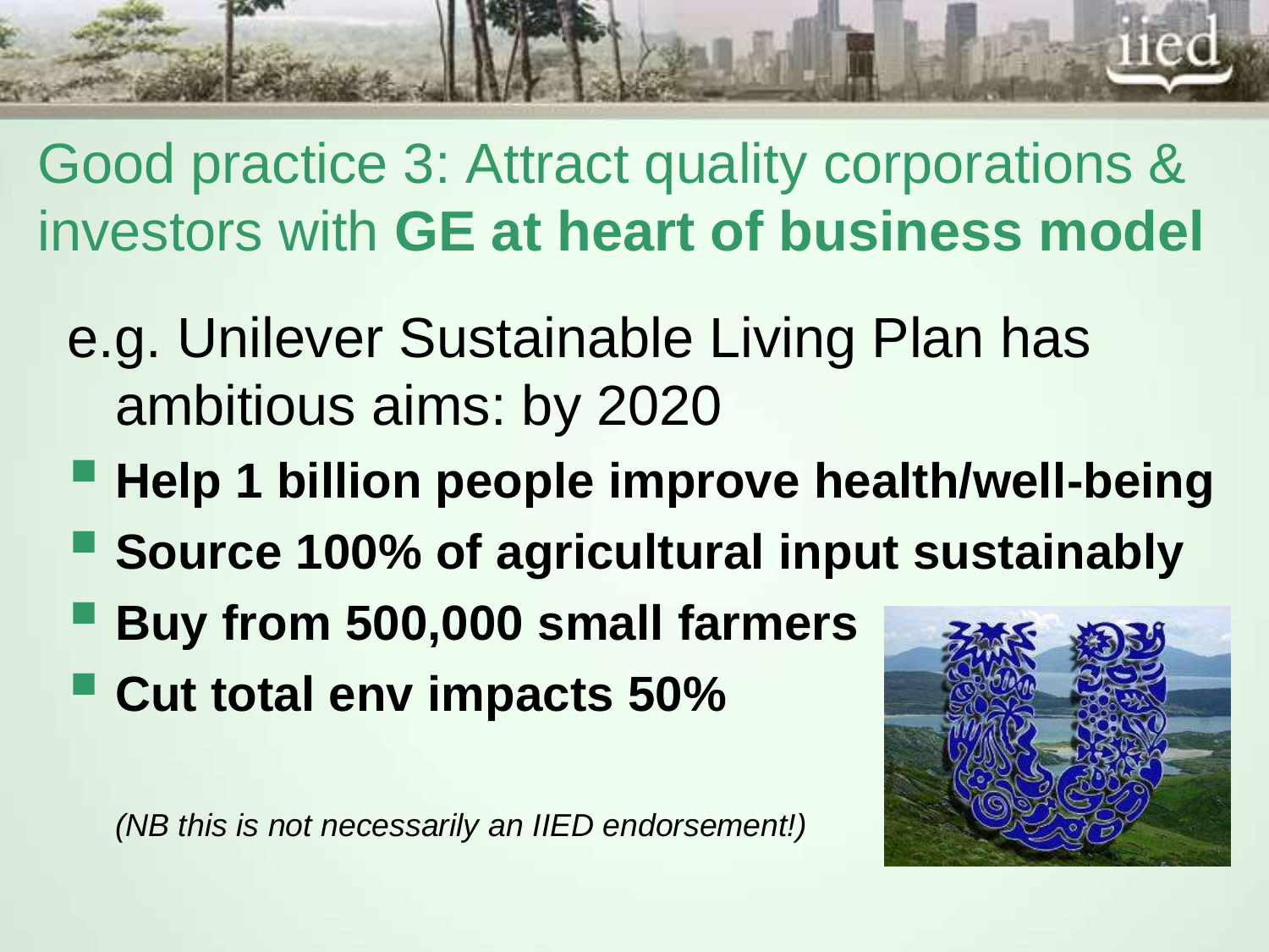# Good practice 3: Attract quality corporations & investors with **GE at heart of business model**

e.g. Unilever Sustainable Living Plan has ambitious aims: by 2020

- **Help 1 billion people improve health/well-being**
- **Source 100% of agricultural input sustainably**
- **Buy from 500,000 small farmers**
- **Cut total env impacts 50%**

*(NB this is not necessarily an IIED endorsement!)*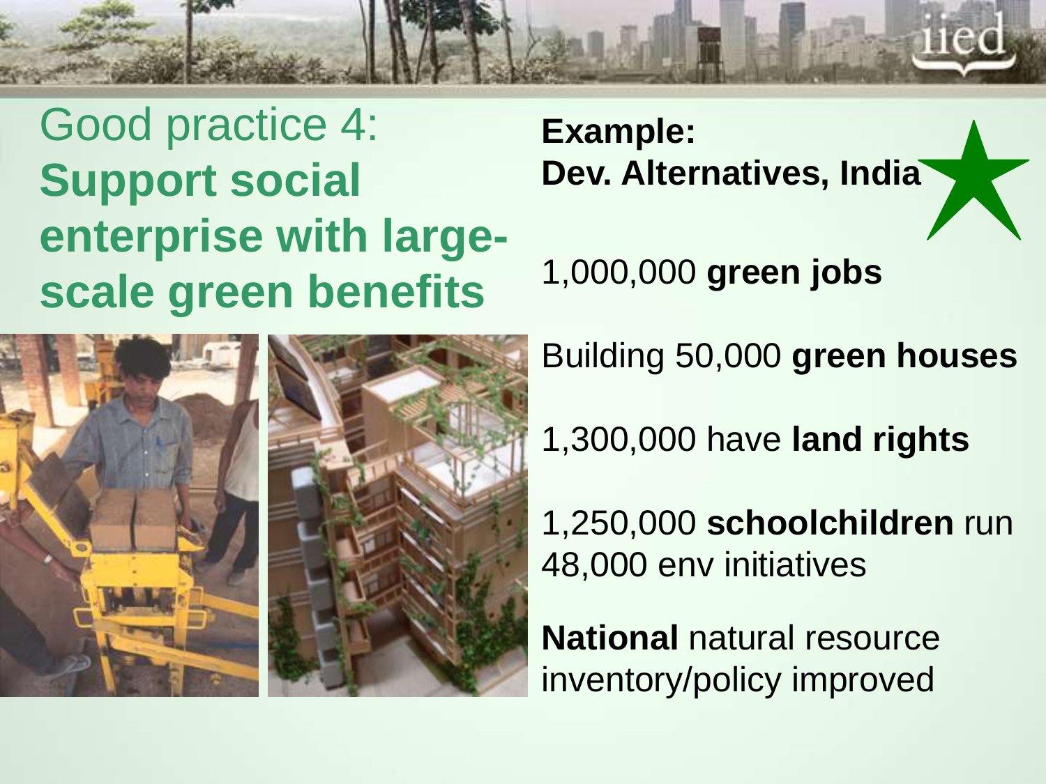# Good practice 4: **Support social enterprise with large-scale green benefits**

**Example:**
**Dev. Alternatives, India**

1,000,000 **green jobs**

Building 50,000 **green houses**

1,300,000 have **land rights**

1,250,000 **schoolchildren** run 48,000 env initiatives

**National** natural resource inventory/policy improved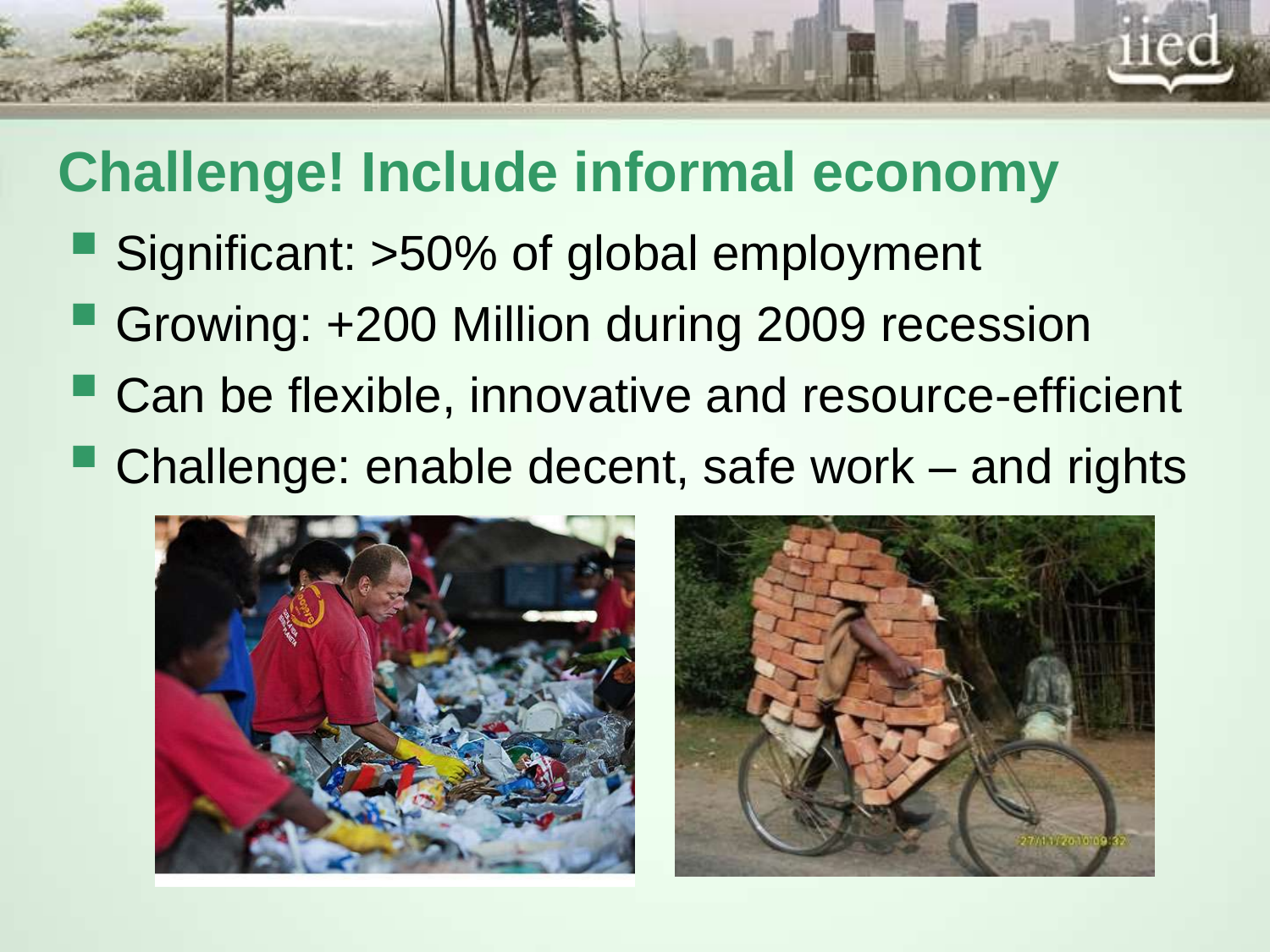# Challenge! Include informal economy

- Significant: >50% of global employment
- Growing: +200 Million during 2009 recession
- Can be flexible, innovative and resource-efficient
- Challenge: enable decent, safe work – and rights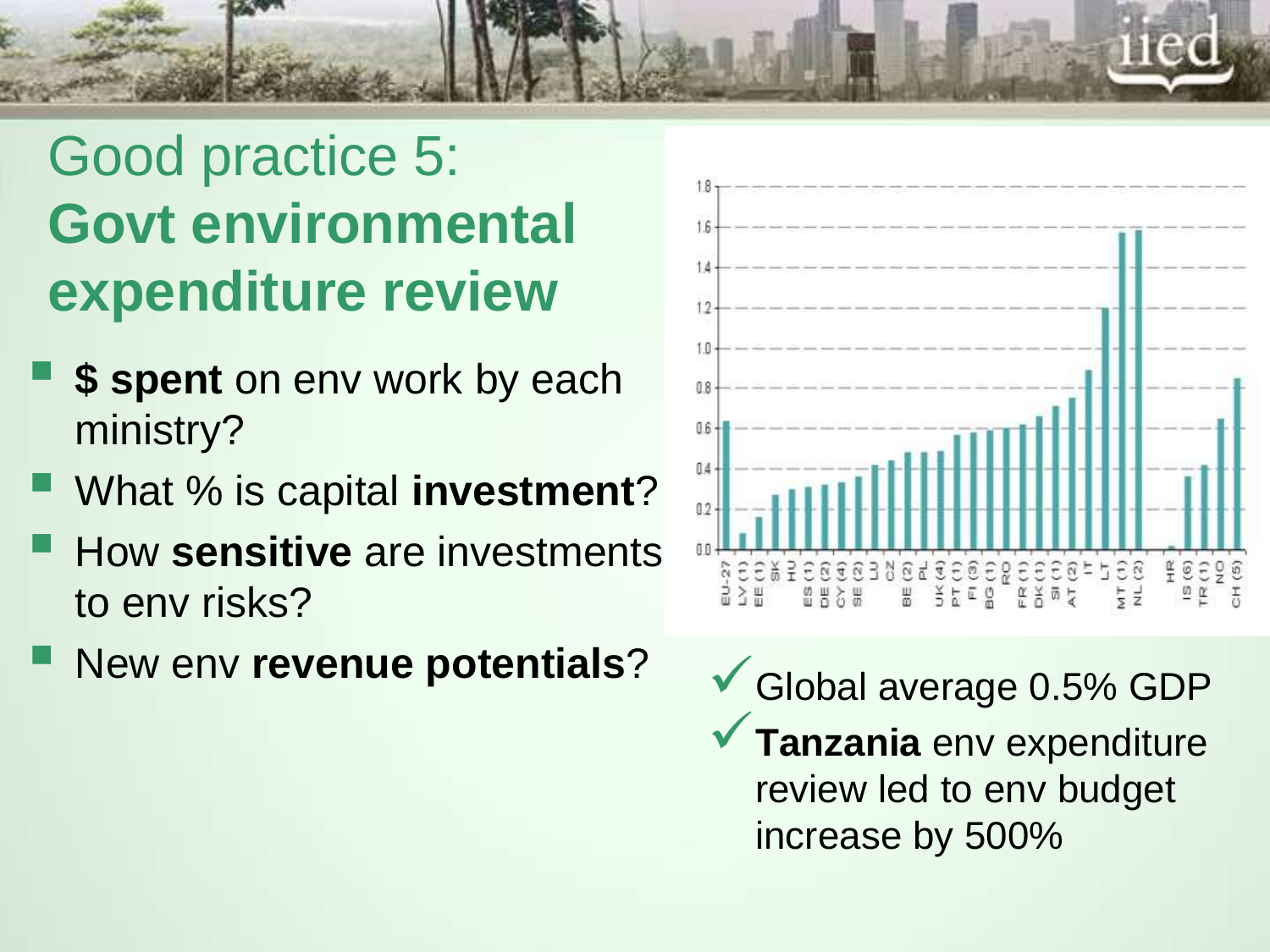# Good practice 5: **Govt environmental expenditure review**

- **$ spent** on env work by each ministry?
- What % is capital **investment**?
- How **sensitive** are investments to env risks?
- New env **revenue potentials**?

✓ Global average 0.5% GDP

✓ **Tanzania** env expenditure review led to env budget increase by 500%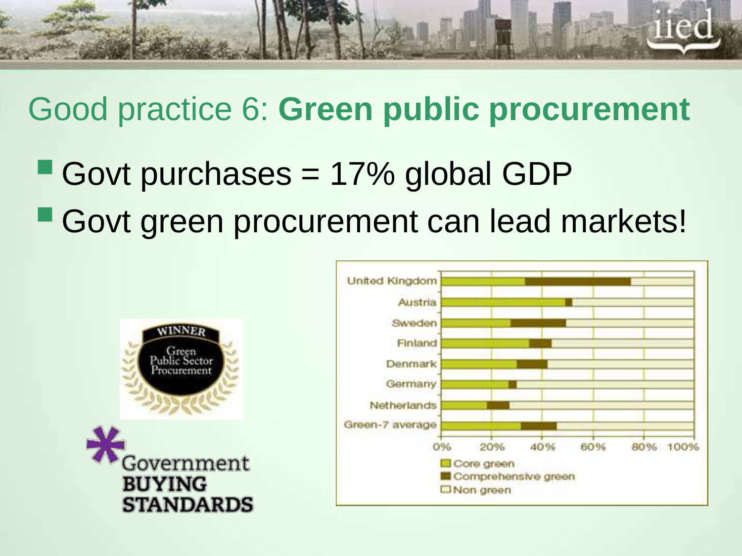## Good practice 6: **Green public procurement**

- Govt purchases = 17% global GDP
- Govt green procurement can lead markets!

WINNER
Green Public Sector Procurement

Government BUYING STANDARDS

United Kingdom
Austria
Sweden
Finland
Denmark
Germany
Netherlands
Green-7 average

0% 20% 40% 60% 80% 100%

- Core green
- Comprehensive green
- Non green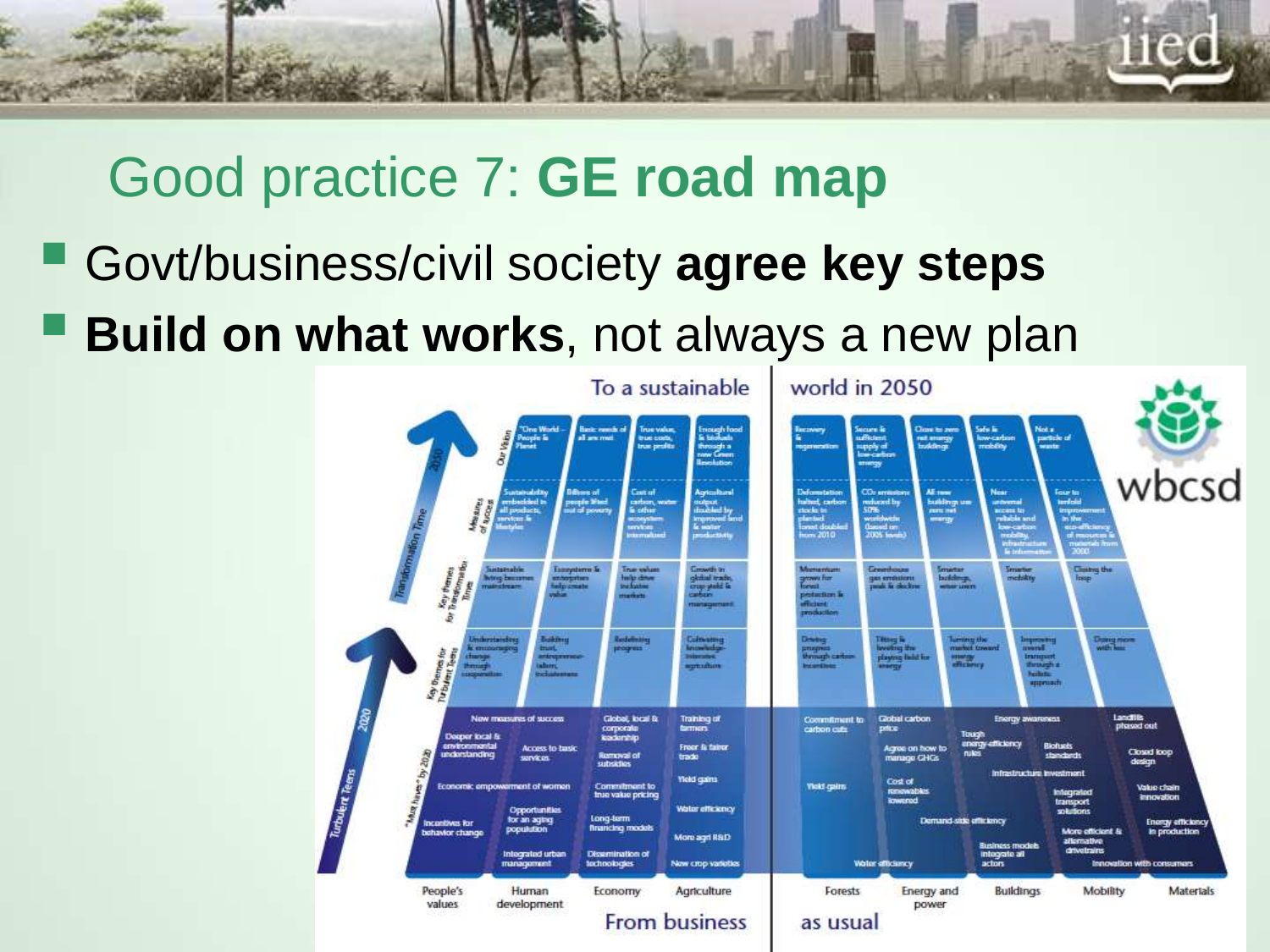# Good practice 7: **GE road map**

- Govt/business/civil society **agree key steps**
- **Build on what works**, not always a new plan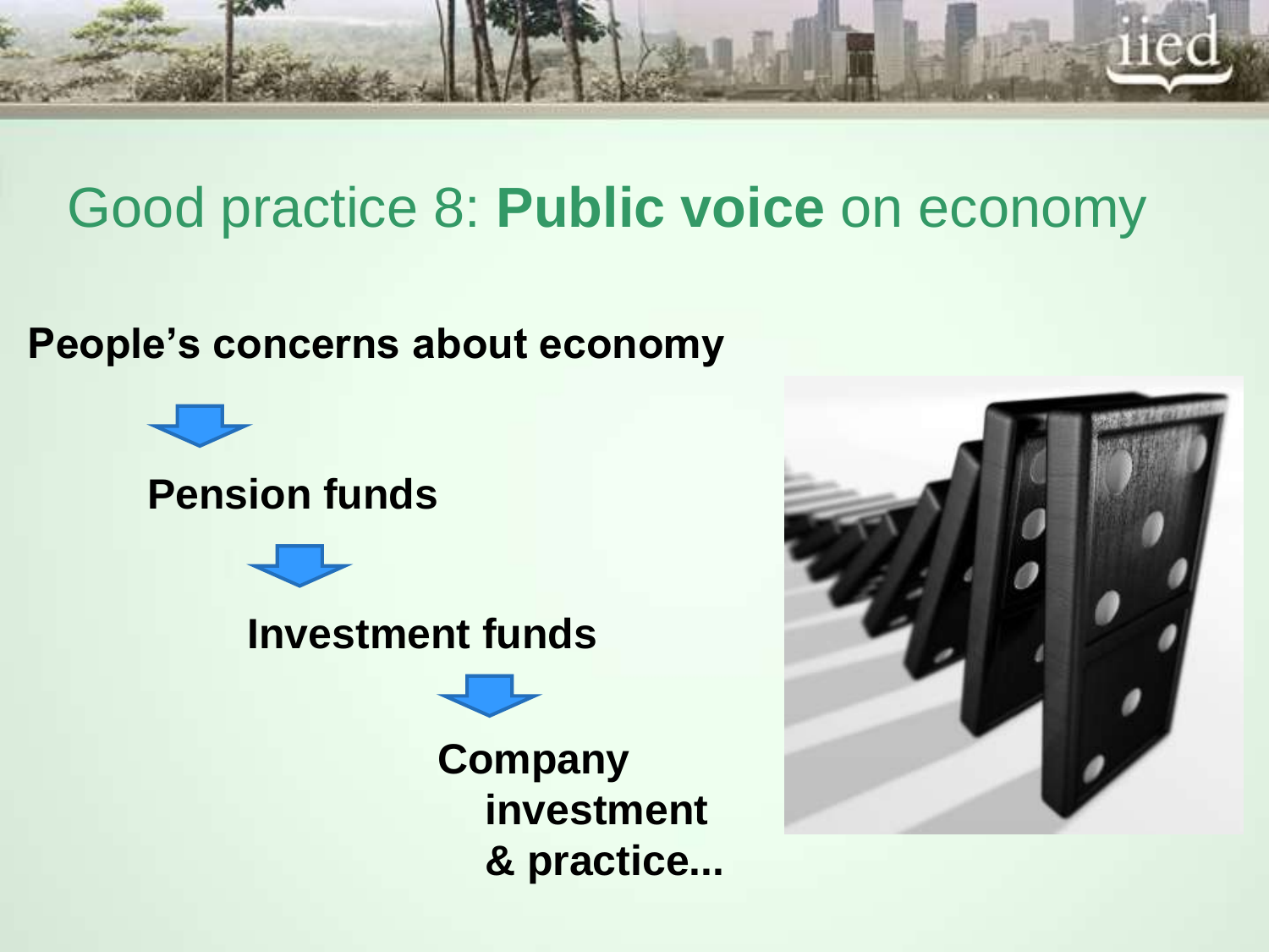# Good practice 8: **Public voice** on economy

**People's concerns about economy**

↓

**Pension funds**

↓

**Investment funds**

↓

**Company investment & practice...**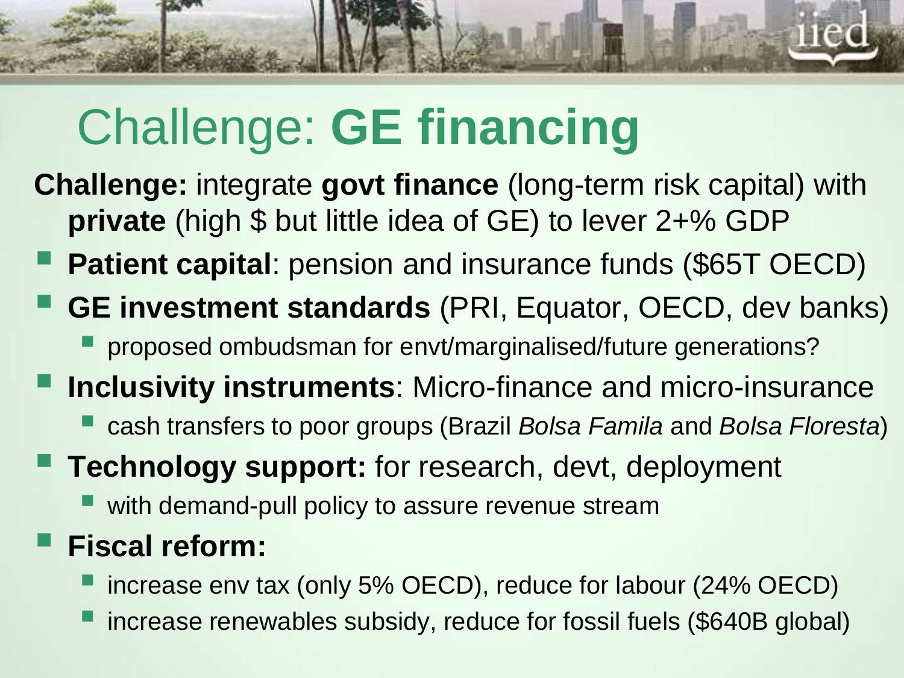# Challenge: **GE financing**

**Challenge:** integrate **govt finance** (long-term risk capital) with **private** (high $ but little idea of GE) to lever 2+% GDP

- **Patient capital**: pension and insurance funds ($65T OECD)
- **GE investment standards** (PRI, Equator, OECD, dev banks)
  - proposed ombudsman for envt/marginalised/future generations?
- **Inclusivity instruments**: Micro-finance and micro-insurance
  - cash transfers to poor groups (Brazil *Bolsa Famila* and *Bolsa Floresta*)
- **Technology support:** for research, devt, deployment
  - with demand-pull policy to assure revenue stream
- **Fiscal reform:**
  - increase env tax (only 5% OECD), reduce for labour (24% OECD)
  - increase renewables subsidy, reduce for fossil fuels ($640B global)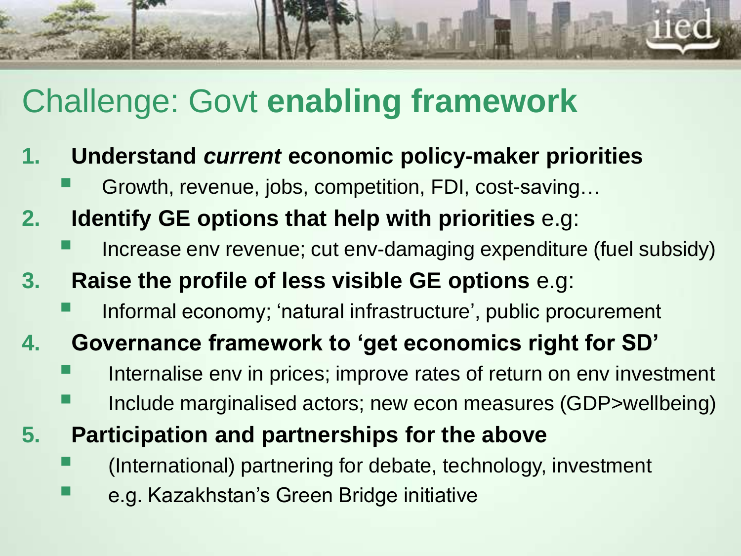# Challenge: Govt **enabling framework**

1. **Understand *current* economic policy-maker priorities**
   - Growth, revenue, jobs, competition, FDI, cost-saving…
2. **Identify GE options that help with priorities** e.g:
   - Increase env revenue; cut env-damaging expenditure (fuel subsidy)
3. **Raise the profile of less visible GE options** e.g:
   - Informal economy; 'natural infrastructure', public procurement
4. **Governance framework to 'get economics right for SD'**
   - Internalise env in prices; improve rates of return on env investment
   - Include marginalised actors; new econ measures (GDP>wellbeing)
5. **Participation and partnerships for the above**
   - (International) partnering for debate, technology, investment
   - e.g. Kazakhstan's Green Bridge initiative